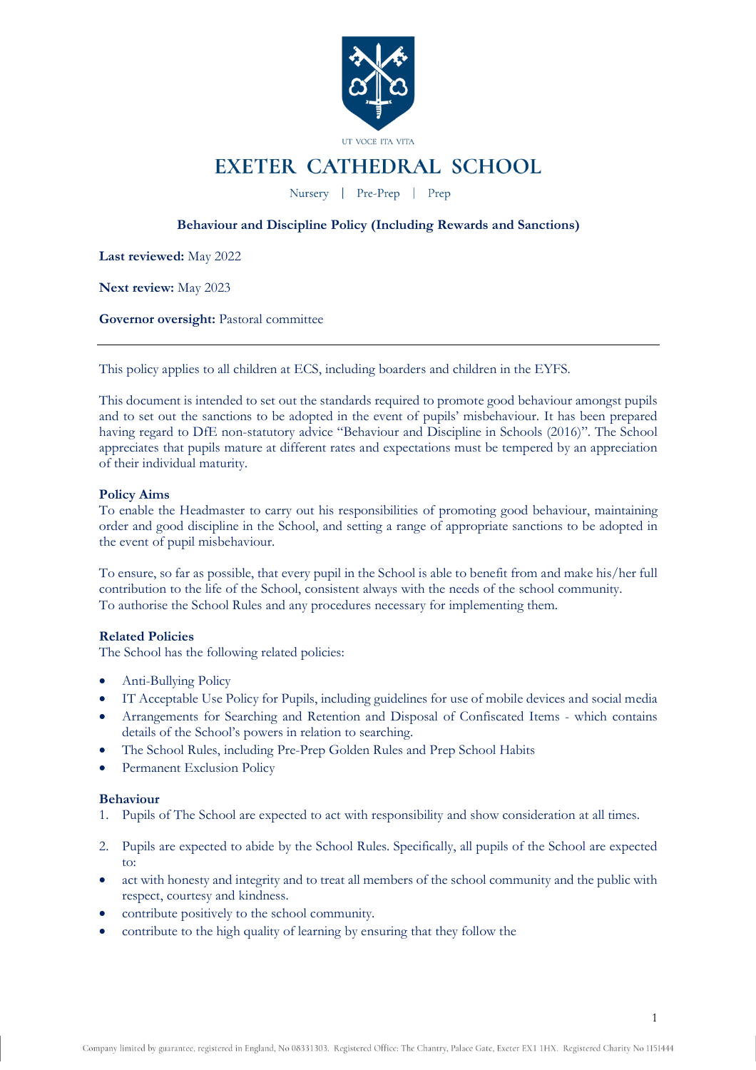UT VOCE ITA VITA

# EXETER CATHEDRAL SCHOOL

Nursery | Pre-Prep | Prep

**Behaviour and Discipline Policy (Including Rewards and Sanctions)**

**Last reviewed:** May 2022

**Next review:** May 2023

**Governor oversight:** Pastoral committee

---

This policy applies to all children at ECS, including boarders and children in the EYFS.

This document is intended to set out the standards required to promote good behaviour amongst pupils and to set out the sanctions to be adopted in the event of pupils' misbehaviour. It has been prepared having regard to DfE non-statutory advice "Behaviour and Discipline in Schools (2016)". The School appreciates that pupils mature at different rates and expectations must be tempered by an appreciation of their individual maturity.

### Policy Aims

To enable the Headmaster to carry out his responsibilities of promoting good behaviour, maintaining order and good discipline in the School, and setting a range of appropriate sanctions to be adopted in the event of pupil misbehaviour.

To ensure, so far as possible, that every pupil in the School is able to benefit from and make his/her full contribution to the life of the School, consistent always with the needs of the school community.
To authorise the School Rules and any procedures necessary for implementing them.

### Related Policies

The School has the following related policies:

- Anti-Bullying Policy
- IT Acceptable Use Policy for Pupils, including guidelines for use of mobile devices and social media
- Arrangements for Searching and Retention and Disposal of Confiscated Items - which contains details of the School's powers in relation to searching.
- The School Rules, including Pre-Prep Golden Rules and Prep School Habits
- Permanent Exclusion Policy

### Behaviour

1. Pupils of The School are expected to act with responsibility and show consideration at all times.

2. Pupils are expected to abide by the School Rules. Specifically, all pupils of the School are expected to:

- act with honesty and integrity and to treat all members of the school community and the public with respect, courtesy and kindness.
- contribute positively to the school community.
- contribute to the high quality of learning by ensuring that they follow the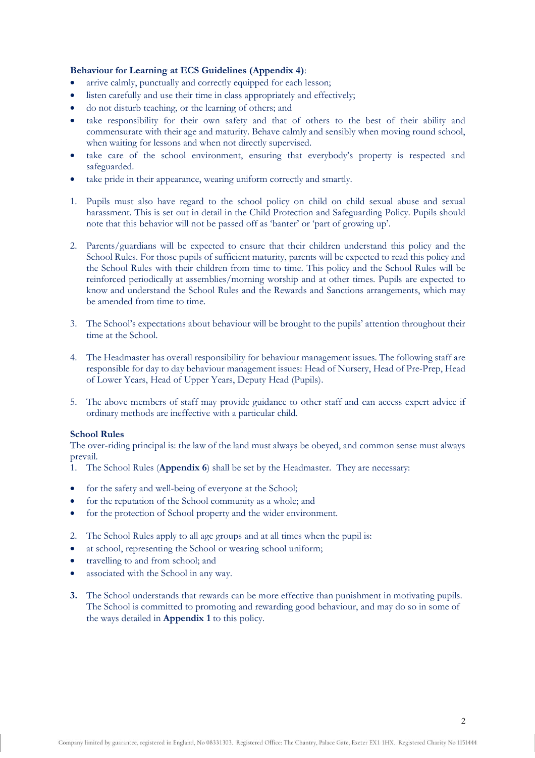**Behaviour for Learning at ECS Guidelines (Appendix 4)**:

- arrive calmly, punctually and correctly equipped for each lesson;
- listen carefully and use their time in class appropriately and effectively;
- do not disturb teaching, or the learning of others; and
- take responsibility for their own safety and that of others to the best of their ability and commensurate with their age and maturity. Behave calmly and sensibly when moving round school, when waiting for lessons and when not directly supervised.
- take care of the school environment, ensuring that everybody's property is respected and safeguarded.
- take pride in their appearance, wearing uniform correctly and smartly.

1. Pupils must also have regard to the school policy on child on child sexual abuse and sexual harassment. This is set out in detail in the Child Protection and Safeguarding Policy. Pupils should note that this behavior will not be passed off as 'banter' or 'part of growing up'.

2. Parents/guardians will be expected to ensure that their children understand this policy and the School Rules. For those pupils of sufficient maturity, parents will be expected to read this policy and the School Rules with their children from time to time. This policy and the School Rules will be reinforced periodically at assemblies/morning worship and at other times. Pupils are expected to know and understand the School Rules and the Rewards and Sanctions arrangements, which may be amended from time to time.

3. The School's expectations about behaviour will be brought to the pupils' attention throughout their time at the School.

4. The Headmaster has overall responsibility for behaviour management issues. The following staff are responsible for day to day behaviour management issues: Head of Nursery, Head of Pre-Prep, Head of Lower Years, Head of Upper Years, Deputy Head (Pupils).

5. The above members of staff may provide guidance to other staff and can access expert advice if ordinary methods are ineffective with a particular child.

**School Rules**

The over-riding principal is: the law of the land must always be obeyed, and common sense must always prevail.

1. The School Rules (**Appendix 6**) shall be set by the Headmaster. They are necessary:

- for the safety and well-being of everyone at the School;
- for the reputation of the School community as a whole; and
- for the protection of School property and the wider environment.

2. The School Rules apply to all age groups and at all times when the pupil is:

- at school, representing the School or wearing school uniform;
- travelling to and from school; and
- associated with the School in any way.

**3.** The School understands that rewards can be more effective than punishment in motivating pupils. The School is committed to promoting and rewarding good behaviour, and may do so in some of the ways detailed in **Appendix 1** to this policy.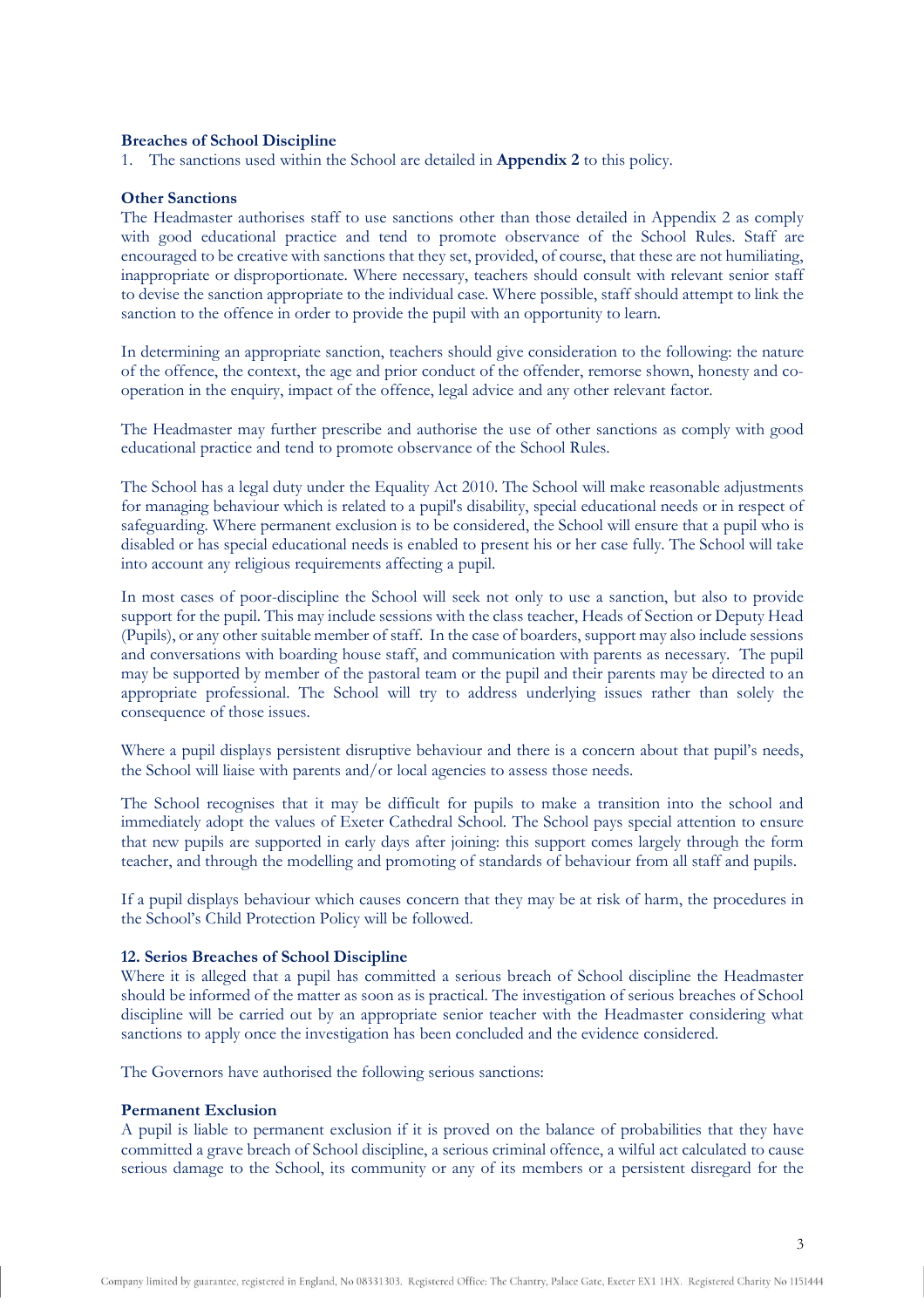**Breaches of School Discipline**

1. The sanctions used within the School are detailed in **Appendix 2** to this policy.

**Other Sanctions**

The Headmaster authorises staff to use sanctions other than those detailed in Appendix 2 as comply with good educational practice and tend to promote observance of the School Rules. Staff are encouraged to be creative with sanctions that they set, provided, of course, that these are not humiliating, inappropriate or disproportionate. Where necessary, teachers should consult with relevant senior staff to devise the sanction appropriate to the individual case. Where possible, staff should attempt to link the sanction to the offence in order to provide the pupil with an opportunity to learn.

In determining an appropriate sanction, teachers should give consideration to the following: the nature of the offence, the context, the age and prior conduct of the offender, remorse shown, honesty and co-operation in the enquiry, impact of the offence, legal advice and any other relevant factor.

The Headmaster may further prescribe and authorise the use of other sanctions as comply with good educational practice and tend to promote observance of the School Rules.

The School has a legal duty under the Equality Act 2010. The School will make reasonable adjustments for managing behaviour which is related to a pupil's disability, special educational needs or in respect of safeguarding. Where permanent exclusion is to be considered, the School will ensure that a pupil who is disabled or has special educational needs is enabled to present his or her case fully. The School will take into account any religious requirements affecting a pupil.

In most cases of poor-discipline the School will seek not only to use a sanction, but also to provide support for the pupil. This may include sessions with the class teacher, Heads of Section or Deputy Head (Pupils), or any other suitable member of staff. In the case of boarders, support may also include sessions and conversations with boarding house staff, and communication with parents as necessary. The pupil may be supported by member of the pastoral team or the pupil and their parents may be directed to an appropriate professional. The School will try to address underlying issues rather than solely the consequence of those issues.

Where a pupil displays persistent disruptive behaviour and there is a concern about that pupil's needs, the School will liaise with parents and/or local agencies to assess those needs.

The School recognises that it may be difficult for pupils to make a transition into the school and immediately adopt the values of Exeter Cathedral School. The School pays special attention to ensure that new pupils are supported in early days after joining: this support comes largely through the form teacher, and through the modelling and promoting of standards of behaviour from all staff and pupils.

If a pupil displays behaviour which causes concern that they may be at risk of harm, the procedures in the School's Child Protection Policy will be followed.

**12. Serios Breaches of School Discipline**

Where it is alleged that a pupil has committed a serious breach of School discipline the Headmaster should be informed of the matter as soon as is practical. The investigation of serious breaches of School discipline will be carried out by an appropriate senior teacher with the Headmaster considering what sanctions to apply once the investigation has been concluded and the evidence considered.

The Governors have authorised the following serious sanctions:

**Permanent Exclusion**

A pupil is liable to permanent exclusion if it is proved on the balance of probabilities that they have committed a grave breach of School discipline, a serious criminal offence, a wilful act calculated to cause serious damage to the School, its community or any of its members or a persistent disregard for the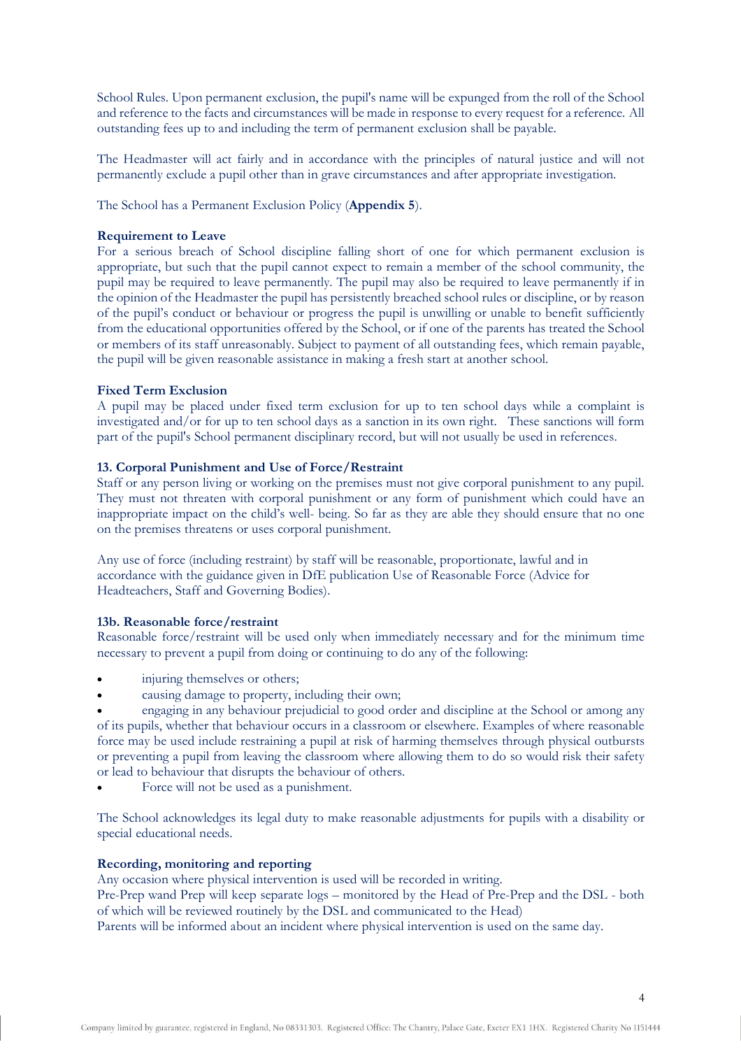School Rules. Upon permanent exclusion, the pupil's name will be expunged from the roll of the School and reference to the facts and circumstances will be made in response to every request for a reference. All outstanding fees up to and including the term of permanent exclusion shall be payable.

The Headmaster will act fairly and in accordance with the principles of natural justice and will not permanently exclude a pupil other than in grave circumstances and after appropriate investigation.

The School has a Permanent Exclusion Policy (**Appendix 5**).

**Requirement to Leave**
For a serious breach of School discipline falling short of one for which permanent exclusion is appropriate, but such that the pupil cannot expect to remain a member of the school community, the pupil may be required to leave permanently. The pupil may also be required to leave permanently if in the opinion of the Headmaster the pupil has persistently breached school rules or discipline, or by reason of the pupil's conduct or behaviour or progress the pupil is unwilling or unable to benefit sufficiently from the educational opportunities offered by the School, or if one of the parents has treated the School or members of its staff unreasonably. Subject to payment of all outstanding fees, which remain payable, the pupil will be given reasonable assistance in making a fresh start at another school.

**Fixed Term Exclusion**
A pupil may be placed under fixed term exclusion for up to ten school days while a complaint is investigated and/or for up to ten school days as a sanction in its own right. These sanctions will form part of the pupil's School permanent disciplinary record, but will not usually be used in references.

### 13. Corporal Punishment and Use of Force/Restraint

Staff or any person living or working on the premises must not give corporal punishment to any pupil. They must not threaten with corporal punishment or any form of punishment which could have an inappropriate impact on the child's well- being. So far as they are able they should ensure that no one on the premises threatens or uses corporal punishment.

Any use of force (including restraint) by staff will be reasonable, proportionate, lawful and in accordance with the guidance given in DfE publication Use of Reasonable Force (Advice for Headteachers, Staff and Governing Bodies).

### 13b. Reasonable force/restraint

Reasonable force/restraint will be used only when immediately necessary and for the minimum time necessary to prevent a pupil from doing or continuing to do any of the following:

- injuring themselves or others;
- causing damage to property, including their own;
- engaging in any behaviour prejudicial to good order and discipline at the School or among any of its pupils, whether that behaviour occurs in a classroom or elsewhere. Examples of where reasonable force may be used include restraining a pupil at risk of harming themselves through physical outbursts or preventing a pupil from leaving the classroom where allowing them to do so would risk their safety or lead to behaviour that disrupts the behaviour of others.
- Force will not be used as a punishment.

The School acknowledges its legal duty to make reasonable adjustments for pupils with a disability or special educational needs.

**Recording, monitoring and reporting**
Any occasion where physical intervention is used will be recorded in writing.
Pre-Prep wand Prep will keep separate logs – monitored by the Head of Pre-Prep and the DSL - both of which will be reviewed routinely by the DSL and communicated to the Head)
Parents will be informed about an incident where physical intervention is used on the same day.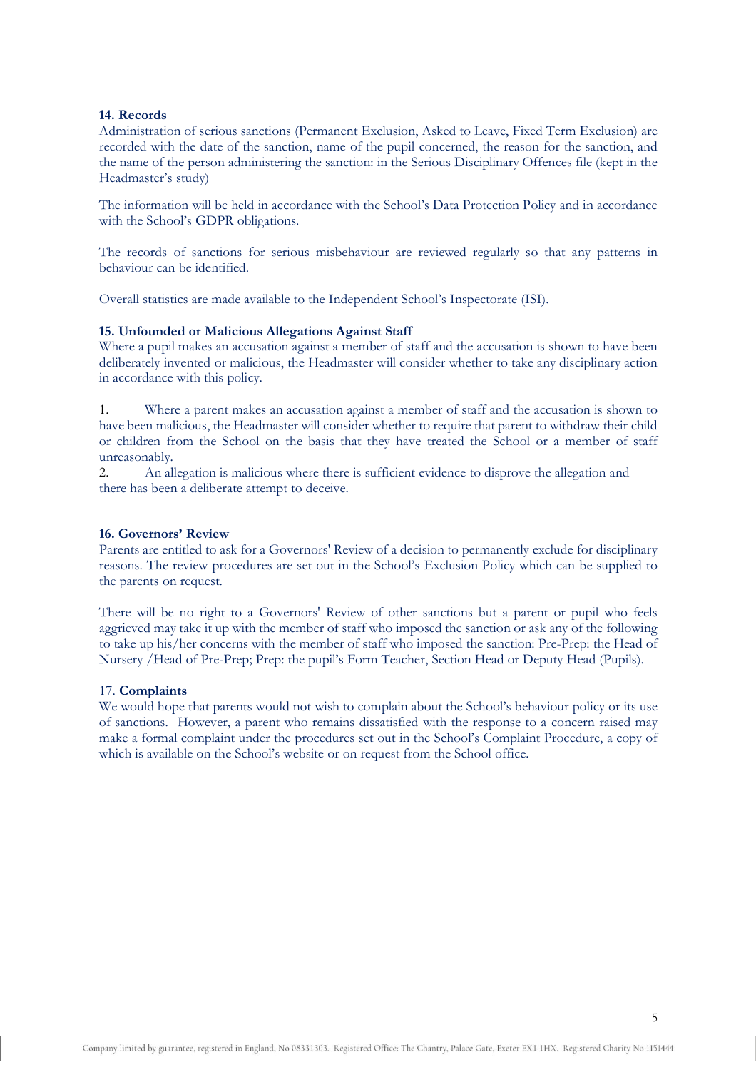### 14. Records

Administration of serious sanctions (Permanent Exclusion, Asked to Leave, Fixed Term Exclusion) are recorded with the date of the sanction, name of the pupil concerned, the reason for the sanction, and the name of the person administering the sanction: in the Serious Disciplinary Offences file (kept in the Headmaster's study)

The information will be held in accordance with the School's Data Protection Policy and in accordance with the School's GDPR obligations.

The records of sanctions for serious misbehaviour are reviewed regularly so that any patterns in behaviour can be identified.

Overall statistics are made available to the Independent School's Inspectorate (ISI).

### 15. Unfounded or Malicious Allegations Against Staff

Where a pupil makes an accusation against a member of staff and the accusation is shown to have been deliberately invented or malicious, the Headmaster will consider whether to take any disciplinary action in accordance with this policy.

1. Where a parent makes an accusation against a member of staff and the accusation is shown to have been malicious, the Headmaster will consider whether to require that parent to withdraw their child or children from the School on the basis that they have treated the School or a member of staff unreasonably.
2. An allegation is malicious where there is sufficient evidence to disprove the allegation and there has been a deliberate attempt to deceive.

### 16. Governors' Review

Parents are entitled to ask for a Governors' Review of a decision to permanently exclude for disciplinary reasons. The review procedures are set out in the School's Exclusion Policy which can be supplied to the parents on request.

There will be no right to a Governors' Review of other sanctions but a parent or pupil who feels aggrieved may take it up with the member of staff who imposed the sanction or ask any of the following to take up his/her concerns with the member of staff who imposed the sanction: Pre-Prep: the Head of Nursery /Head of Pre-Prep; Prep: the pupil's Form Teacher, Section Head or Deputy Head (Pupils).

### 17. Complaints

We would hope that parents would not wish to complain about the School's behaviour policy or its use of sanctions. However, a parent who remains dissatisfied with the response to a concern raised may make a formal complaint under the procedures set out in the School's Complaint Procedure, a copy of which is available on the School's website or on request from the School office.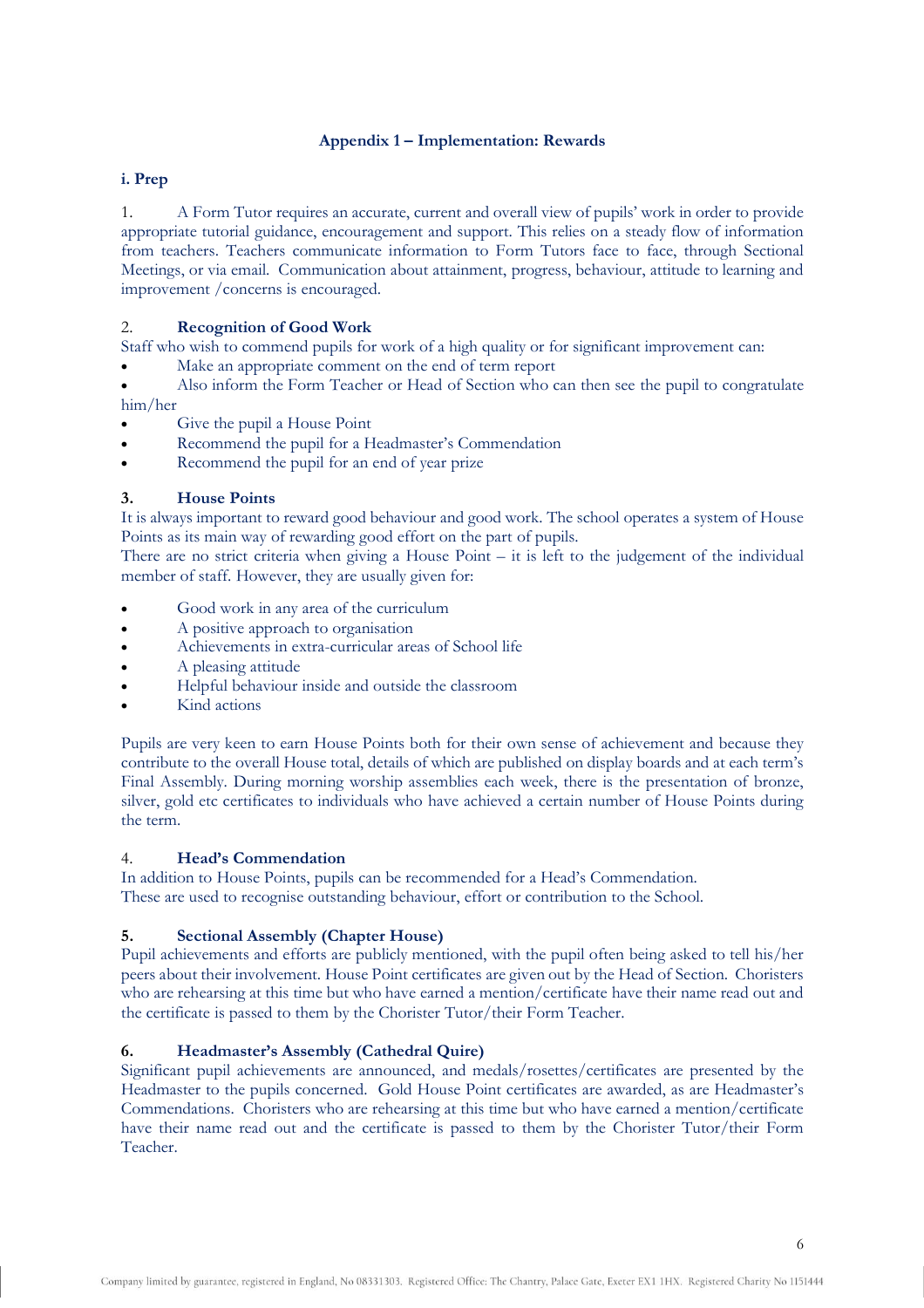## Appendix 1 – Implementation: Rewards

### i. Prep

1. A Form Tutor requires an accurate, current and overall view of pupils' work in order to provide appropriate tutorial guidance, encouragement and support. This relies on a steady flow of information from teachers. Teachers communicate information to Form Tutors face to face, through Sectional Meetings, or via email. Communication about attainment, progress, behaviour, attitude to learning and improvement /concerns is encouraged.

2. **Recognition of Good Work**

Staff who wish to commend pupils for work of a high quality or for significant improvement can:

- Make an appropriate comment on the end of term report
- Also inform the Form Teacher or Head of Section who can then see the pupil to congratulate him/her
- Give the pupil a House Point
- Recommend the pupil for a Headmaster's Commendation
- Recommend the pupil for an end of year prize

**3. House Points**

It is always important to reward good behaviour and good work. The school operates a system of House Points as its main way of rewarding good effort on the part of pupils.

There are no strict criteria when giving a House Point – it is left to the judgement of the individual member of staff. However, they are usually given for:

- Good work in any area of the curriculum
- A positive approach to organisation
- Achievements in extra-curricular areas of School life
- A pleasing attitude
- Helpful behaviour inside and outside the classroom
- Kind actions

Pupils are very keen to earn House Points both for their own sense of achievement and because they contribute to the overall House total, details of which are published on display boards and at each term's Final Assembly. During morning worship assemblies each week, there is the presentation of bronze, silver, gold etc certificates to individuals who have achieved a certain number of House Points during the term.

4. **Head's Commendation**

In addition to House Points, pupils can be recommended for a Head's Commendation.
These are used to recognise outstanding behaviour, effort or contribution to the School.

**5. Sectional Assembly (Chapter House)**

Pupil achievements and efforts are publicly mentioned, with the pupil often being asked to tell his/her peers about their involvement. House Point certificates are given out by the Head of Section. Choristers who are rehearsing at this time but who have earned a mention/certificate have their name read out and the certificate is passed to them by the Chorister Tutor/their Form Teacher.

**6. Headmaster's Assembly (Cathedral Quire)**

Significant pupil achievements are announced, and medals/rosettes/certificates are presented by the Headmaster to the pupils concerned. Gold House Point certificates are awarded, as are Headmaster's Commendations. Choristers who are rehearsing at this time but who have earned a mention/certificate have their name read out and the certificate is passed to them by the Chorister Tutor/their Form Teacher.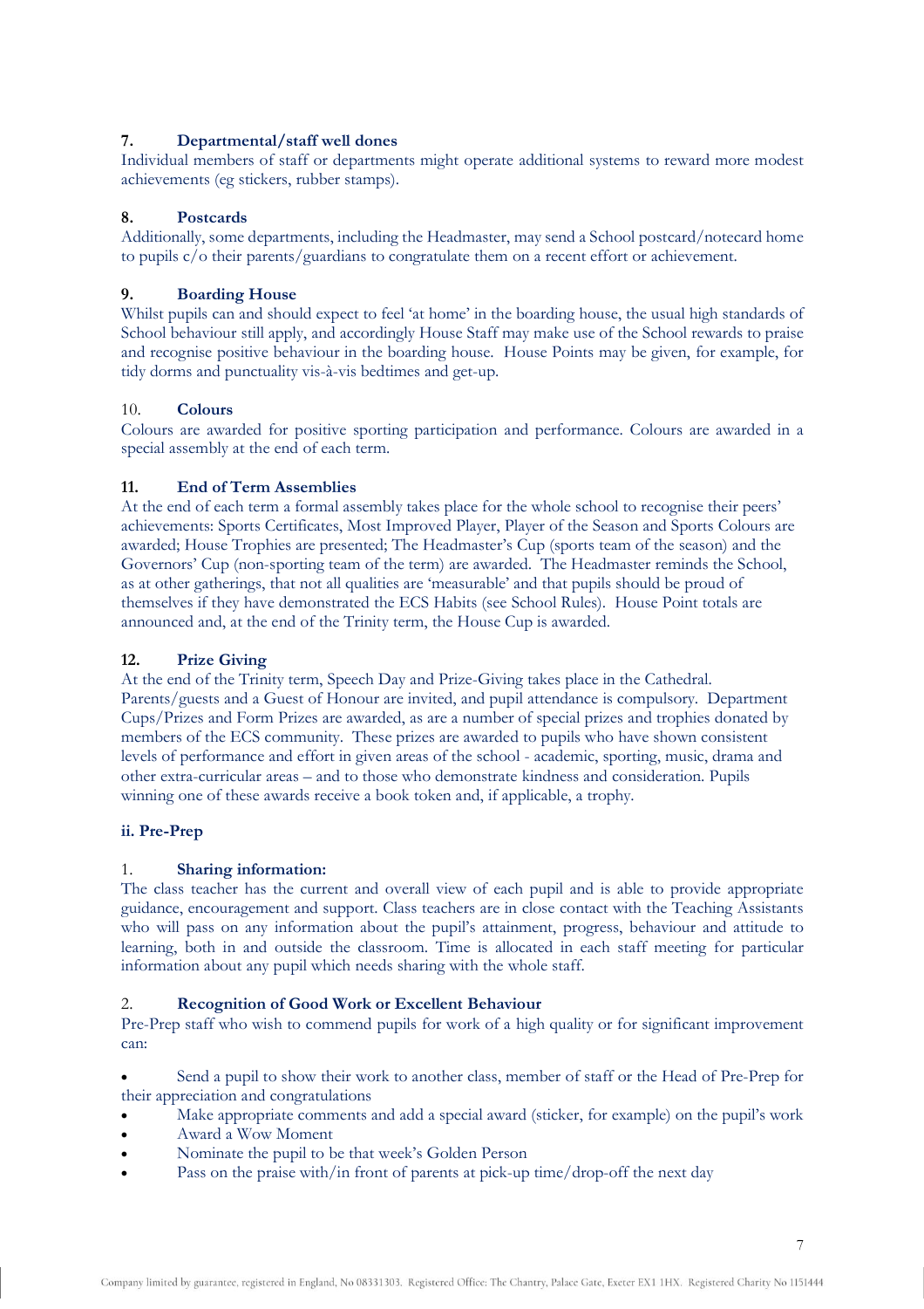### 7. Departmental/staff well dones

Individual members of staff or departments might operate additional systems to reward more modest achievements (eg stickers, rubber stamps).

### 8. Postcards

Additionally, some departments, including the Headmaster, may send a School postcard/notecard home to pupils c/o their parents/guardians to congratulate them on a recent effort or achievement.

### 9. Boarding House

Whilst pupils can and should expect to feel 'at home' in the boarding house, the usual high standards of School behaviour still apply, and accordingly House Staff may make use of the School rewards to praise and recognise positive behaviour in the boarding house. House Points may be given, for example, for tidy dorms and punctuality vis-à-vis bedtimes and get-up.

### 10. Colours

Colours are awarded for positive sporting participation and performance. Colours are awarded in a special assembly at the end of each term.

### 11. End of Term Assemblies

At the end of each term a formal assembly takes place for the whole school to recognise their peers' achievements: Sports Certificates, Most Improved Player, Player of the Season and Sports Colours are awarded; House Trophies are presented; The Headmaster's Cup (sports team of the season) and the Governors' Cup (non-sporting team of the term) are awarded. The Headmaster reminds the School, as at other gatherings, that not all qualities are 'measurable' and that pupils should be proud of themselves if they have demonstrated the ECS Habits (see School Rules). House Point totals are announced and, at the end of the Trinity term, the House Cup is awarded.

### 12. Prize Giving

At the end of the Trinity term, Speech Day and Prize-Giving takes place in the Cathedral. Parents/guests and a Guest of Honour are invited, and pupil attendance is compulsory. Department Cups/Prizes and Form Prizes are awarded, as are a number of special prizes and trophies donated by members of the ECS community. These prizes are awarded to pupils who have shown consistent levels of performance and effort in given areas of the school - academic, sporting, music, drama and other extra-curricular areas – and to those who demonstrate kindness and consideration. Pupils winning one of these awards receive a book token and, if applicable, a trophy.

## ii. Pre-Prep

### 1. Sharing information:

The class teacher has the current and overall view of each pupil and is able to provide appropriate guidance, encouragement and support. Class teachers are in close contact with the Teaching Assistants who will pass on any information about the pupil's attainment, progress, behaviour and attitude to learning, both in and outside the classroom. Time is allocated in each staff meeting for particular information about any pupil which needs sharing with the whole staff.

### 2. Recognition of Good Work or Excellent Behaviour

Pre-Prep staff who wish to commend pupils for work of a high quality or for significant improvement can:

- Send a pupil to show their work to another class, member of staff or the Head of Pre-Prep for their appreciation and congratulations
- Make appropriate comments and add a special award (sticker, for example) on the pupil's work
- Award a Wow Moment
- Nominate the pupil to be that week's Golden Person
- Pass on the praise with/in front of parents at pick-up time/drop-off the next day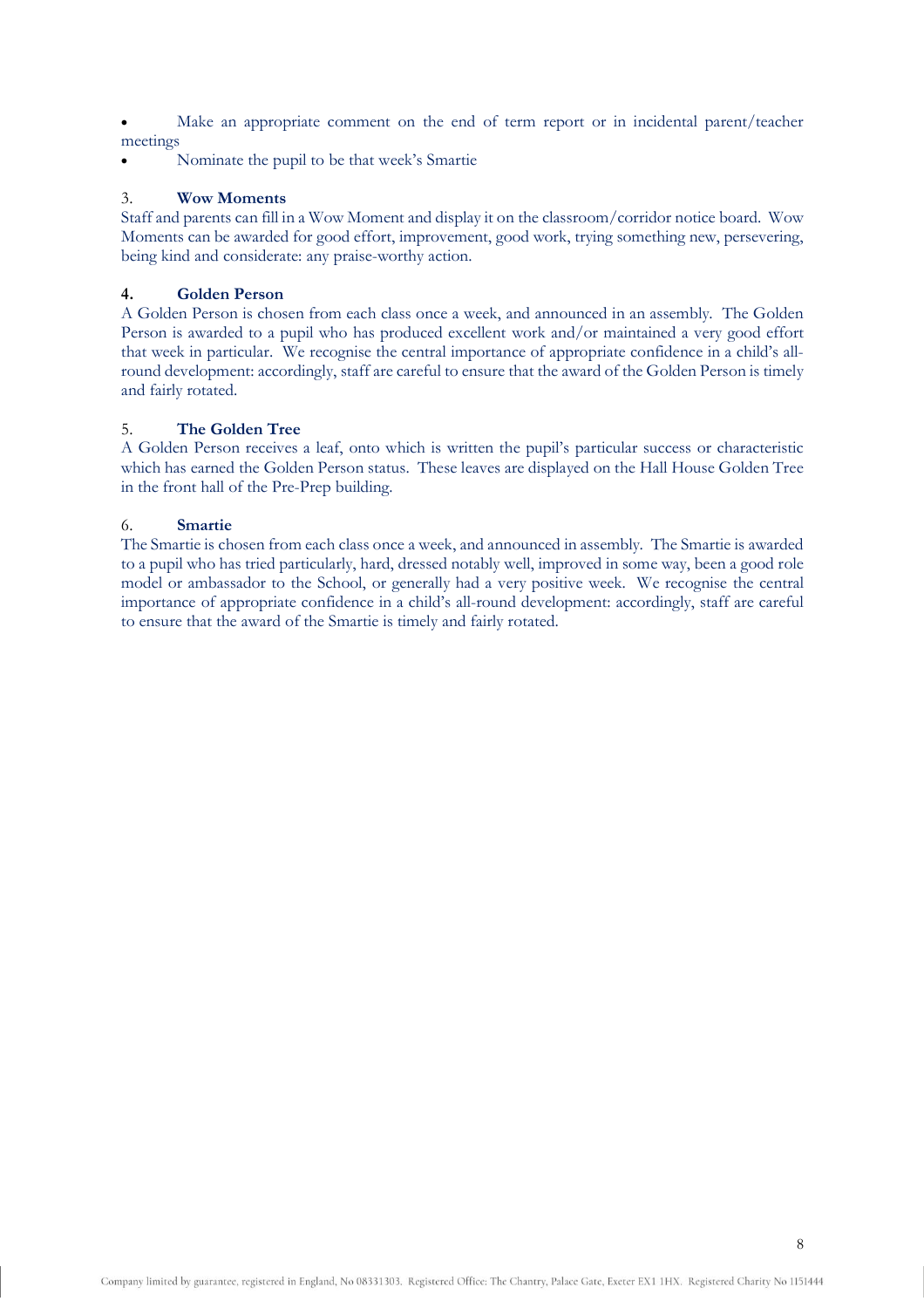- Make an appropriate comment on the end of term report or in incidental parent/teacher meetings
- Nominate the pupil to be that week's Smartie

### 3. **Wow Moments**

Staff and parents can fill in a Wow Moment and display it on the classroom/corridor notice board. Wow Moments can be awarded for good effort, improvement, good work, trying something new, persevering, being kind and considerate: any praise-worthy action.

### 4. **Golden Person**

A Golden Person is chosen from each class once a week, and announced in an assembly. The Golden Person is awarded to a pupil who has produced excellent work and/or maintained a very good effort that week in particular. We recognise the central importance of appropriate confidence in a child's all-round development: accordingly, staff are careful to ensure that the award of the Golden Person is timely and fairly rotated.

### 5. **The Golden Tree**

A Golden Person receives a leaf, onto which is written the pupil's particular success or characteristic which has earned the Golden Person status. These leaves are displayed on the Hall House Golden Tree in the front hall of the Pre-Prep building.

### 6. **Smartie**

The Smartie is chosen from each class once a week, and announced in assembly. The Smartie is awarded to a pupil who has tried particularly, hard, dressed notably well, improved in some way, been a good role model or ambassador to the School, or generally had a very positive week. We recognise the central importance of appropriate confidence in a child's all-round development: accordingly, staff are careful to ensure that the award of the Smartie is timely and fairly rotated.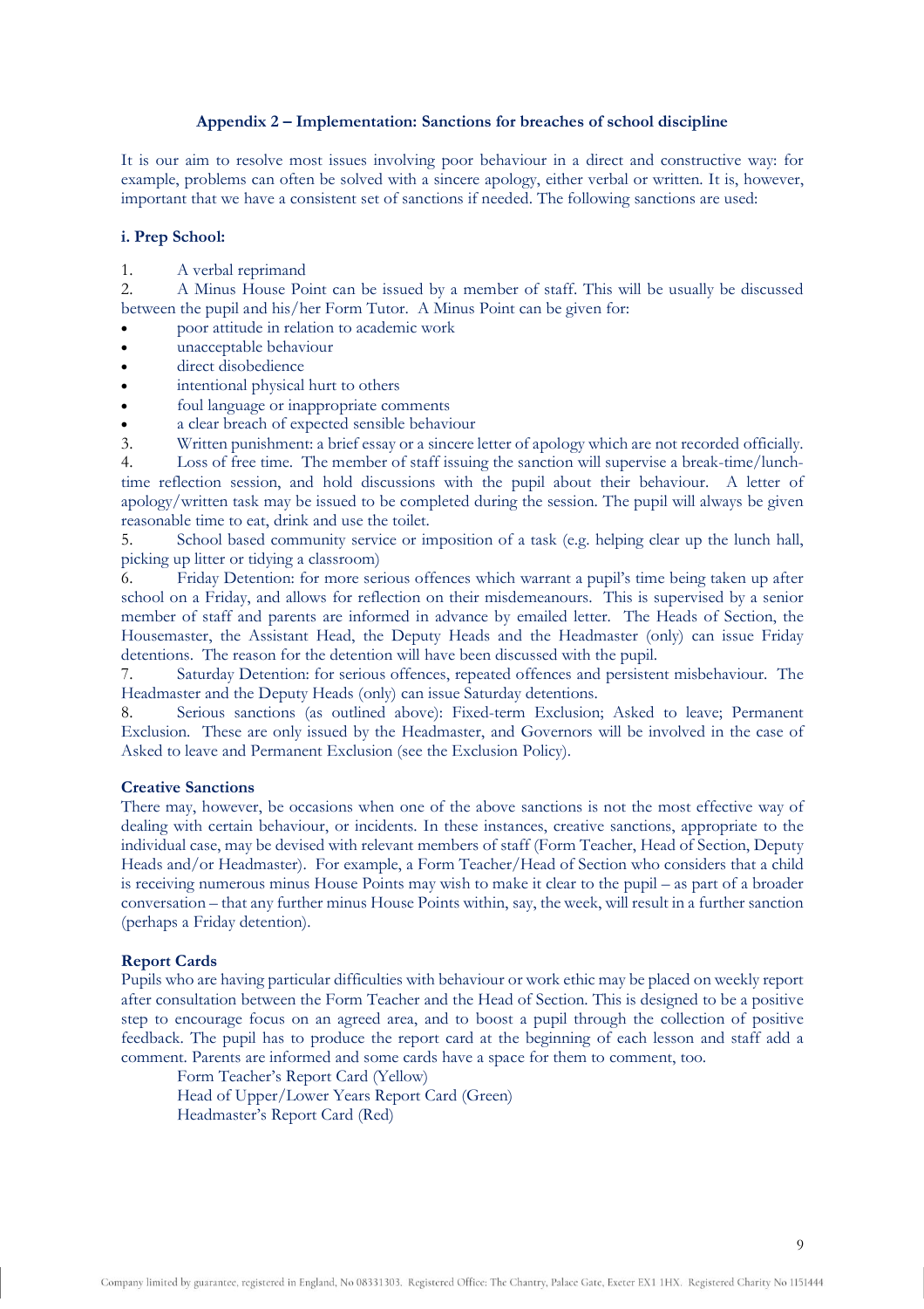## Appendix 2 – Implementation: Sanctions for breaches of school discipline

It is our aim to resolve most issues involving poor behaviour in a direct and constructive way: for example, problems can often be solved with a sincere apology, either verbal or written. It is, however, important that we have a consistent set of sanctions if needed. The following sanctions are used:

### i. Prep School:

1. A verbal reprimand
2. A Minus House Point can be issued by a member of staff. This will be usually be discussed between the pupil and his/her Form Tutor. A Minus Point can be given for:
   - poor attitude in relation to academic work
   - unacceptable behaviour
   - direct disobedience
   - intentional physical hurt to others
   - foul language or inappropriate comments
   - a clear breach of expected sensible behaviour
3. Written punishment: a brief essay or a sincere letter of apology which are not recorded officially.
4. Loss of free time. The member of staff issuing the sanction will supervise a break-time/lunch-time reflection session, and hold discussions with the pupil about their behaviour. A letter of apology/written task may be issued to be completed during the session. The pupil will always be given reasonable time to eat, drink and use the toilet.
5. School based community service or imposition of a task (e.g. helping clear up the lunch hall, picking up litter or tidying a classroom)
6. Friday Detention: for more serious offences which warrant a pupil's time being taken up after school on a Friday, and allows for reflection on their misdemeanours. This is supervised by a senior member of staff and parents are informed in advance by emailed letter. The Heads of Section, the Housemaster, the Assistant Head, the Deputy Heads and the Headmaster (only) can issue Friday detentions. The reason for the detention will have been discussed with the pupil.
7. Saturday Detention: for serious offences, repeated offences and persistent misbehaviour. The Headmaster and the Deputy Heads (only) can issue Saturday detentions.
8. Serious sanctions (as outlined above): Fixed-term Exclusion; Asked to leave; Permanent Exclusion. These are only issued by the Headmaster, and Governors will be involved in the case of Asked to leave and Permanent Exclusion (see the Exclusion Policy).

**Creative Sanctions**

There may, however, be occasions when one of the above sanctions is not the most effective way of dealing with certain behaviour, or incidents. In these instances, creative sanctions, appropriate to the individual case, may be devised with relevant members of staff (Form Teacher, Head of Section, Deputy Heads and/or Headmaster). For example, a Form Teacher/Head of Section who considers that a child is receiving numerous minus House Points may wish to make it clear to the pupil – as part of a broader conversation – that any further minus House Points within, say, the week, will result in a further sanction (perhaps a Friday detention).

**Report Cards**

Pupils who are having particular difficulties with behaviour or work ethic may be placed on weekly report after consultation between the Form Teacher and the Head of Section. This is designed to be a positive step to encourage focus on an agreed area, and to boost a pupil through the collection of positive feedback. The pupil has to produce the report card at the beginning of each lesson and staff add a comment. Parents are informed and some cards have a space for them to comment, too.

Form Teacher's Report Card (Yellow)
Head of Upper/Lower Years Report Card (Green)
Headmaster's Report Card (Red)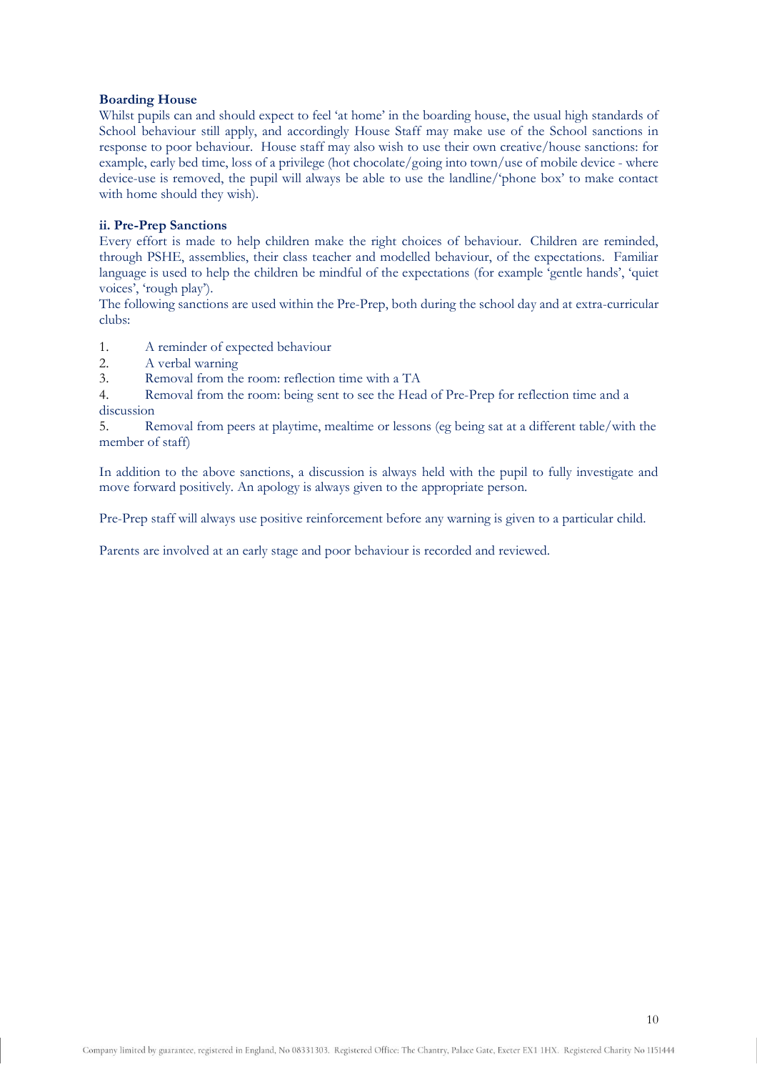**Boarding House**

Whilst pupils can and should expect to feel 'at home' in the boarding house, the usual high standards of School behaviour still apply, and accordingly House Staff may make use of the School sanctions in response to poor behaviour. House staff may also wish to use their own creative/house sanctions: for example, early bed time, loss of a privilege (hot chocolate/going into town/use of mobile device - where device-use is removed, the pupil will always be able to use the landline/'phone box' to make contact with home should they wish).

**ii. Pre-Prep Sanctions**

Every effort is made to help children make the right choices of behaviour. Children are reminded, through PSHE, assemblies, their class teacher and modelled behaviour, of the expectations. Familiar language is used to help the children be mindful of the expectations (for example 'gentle hands', 'quiet voices', 'rough play').

The following sanctions are used within the Pre-Prep, both during the school day and at extra-curricular clubs:

1. A reminder of expected behaviour
2. A verbal warning
3. Removal from the room: reflection time with a TA
4. Removal from the room: being sent to see the Head of Pre-Prep for reflection time and a discussion
5. Removal from peers at playtime, mealtime or lessons (eg being sat at a different table/with the member of staff)

In addition to the above sanctions, a discussion is always held with the pupil to fully investigate and move forward positively. An apology is always given to the appropriate person.

Pre-Prep staff will always use positive reinforcement before any warning is given to a particular child.

Parents are involved at an early stage and poor behaviour is recorded and reviewed.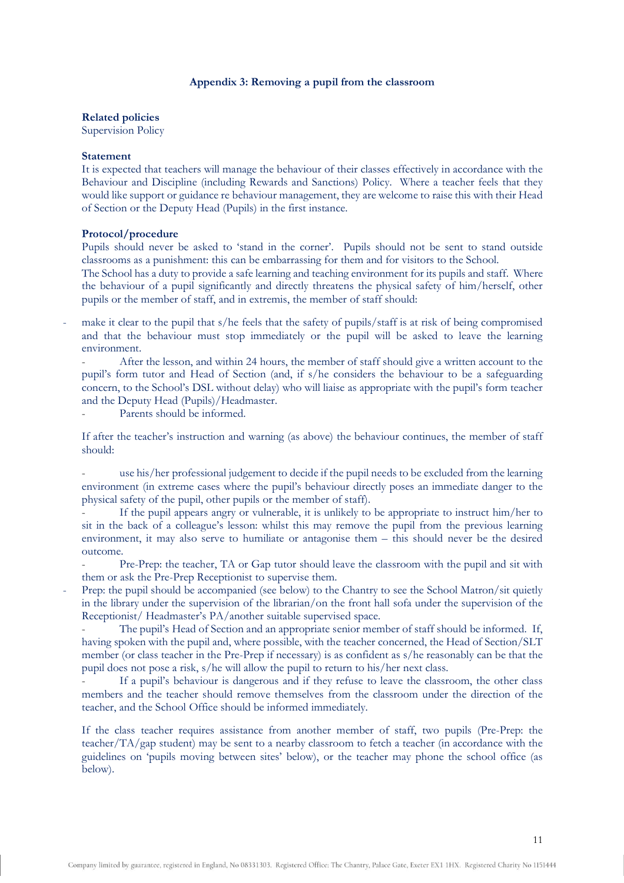### Appendix 3: Removing a pupil from the classroom

**Related policies**
Supervision Policy

**Statement**
It is expected that teachers will manage the behaviour of their classes effectively in accordance with the Behaviour and Discipline (including Rewards and Sanctions) Policy. Where a teacher feels that they would like support or guidance re behaviour management, they are welcome to raise this with their Head of Section or the Deputy Head (Pupils) in the first instance.

**Protocol/procedure**
Pupils should never be asked to 'stand in the corner'. Pupils should not be sent to stand outside classrooms as a punishment: this can be embarrassing for them and for visitors to the School.
The School has a duty to provide a safe learning and teaching environment for its pupils and staff. Where the behaviour of a pupil significantly and directly threatens the physical safety of him/herself, other pupils or the member of staff, and in extremis, the member of staff should:

- make it clear to the pupil that s/he feels that the safety of pupils/staff is at risk of being compromised and that the behaviour must stop immediately or the pupil will be asked to leave the learning environment.
- After the lesson, and within 24 hours, the member of staff should give a written account to the pupil's form tutor and Head of Section (and, if s/he considers the behaviour to be a safeguarding concern, to the School's DSL without delay) who will liaise as appropriate with the pupil's form teacher and the Deputy Head (Pupils)/Headmaster.
- Parents should be informed.

If after the teacher's instruction and warning (as above) the behaviour continues, the member of staff should:

- use his/her professional judgement to decide if the pupil needs to be excluded from the learning environment (in extreme cases where the pupil's behaviour directly poses an immediate danger to the physical safety of the pupil, other pupils or the member of staff).
- If the pupil appears angry or vulnerable, it is unlikely to be appropriate to instruct him/her to sit in the back of a colleague's lesson: whilst this may remove the pupil from the previous learning environment, it may also serve to humiliate or antagonise them – this should never be the desired outcome.
- Pre-Prep: the teacher, TA or Gap tutor should leave the classroom with the pupil and sit with them or ask the Pre-Prep Receptionist to supervise them.
- Prep: the pupil should be accompanied (see below) to the Chantry to see the School Matron/sit quietly in the library under the supervision of the librarian/on the front hall sofa under the supervision of the Receptionist/ Headmaster's PA/another suitable supervised space.
- The pupil's Head of Section and an appropriate senior member of staff should be informed. If, having spoken with the pupil and, where possible, with the teacher concerned, the Head of Section/SLT member (or class teacher in the Pre-Prep if necessary) is as confident as s/he reasonably can be that the pupil does not pose a risk, s/he will allow the pupil to return to his/her next class.
- If a pupil's behaviour is dangerous and if they refuse to leave the classroom, the other class members and the teacher should remove themselves from the classroom under the direction of the teacher, and the School Office should be informed immediately.

If the class teacher requires assistance from another member of staff, two pupils (Pre-Prep: the teacher/TA/gap student) may be sent to a nearby classroom to fetch a teacher (in accordance with the guidelines on 'pupils moving between sites' below), or the teacher may phone the school office (as below).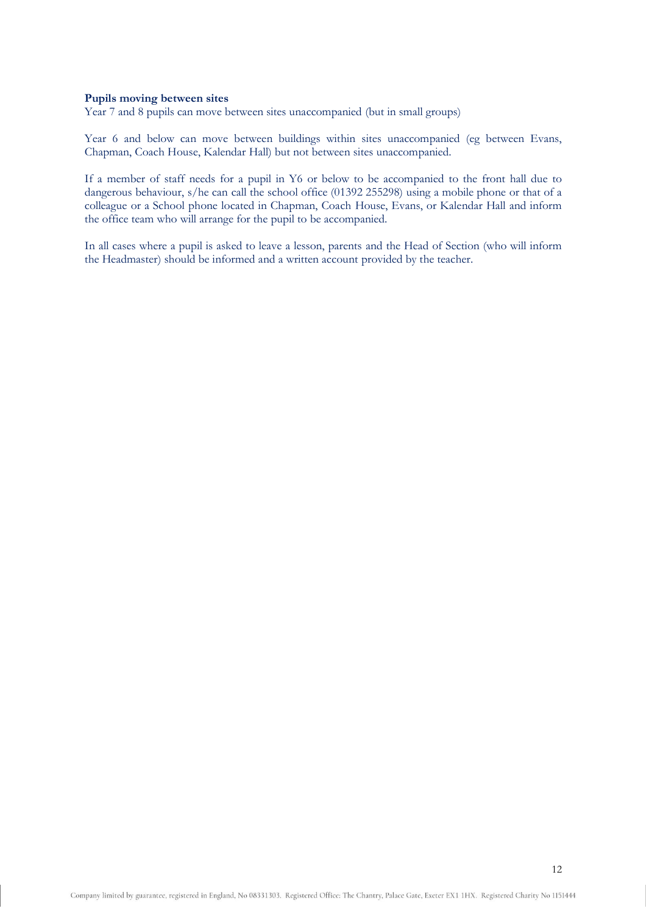**Pupils moving between sites**

Year 7 and 8 pupils can move between sites unaccompanied (but in small groups)

Year 6 and below can move between buildings within sites unaccompanied (eg between Evans, Chapman, Coach House, Kalendar Hall) but not between sites unaccompanied.

If a member of staff needs for a pupil in Y6 or below to be accompanied to the front hall due to dangerous behaviour, s/he can call the school office (01392 255298) using a mobile phone or that of a colleague or a School phone located in Chapman, Coach House, Evans, or Kalendar Hall and inform the office team who will arrange for the pupil to be accompanied.

In all cases where a pupil is asked to leave a lesson, parents and the Head of Section (who will inform the Headmaster) should be informed and a written account provided by the teacher.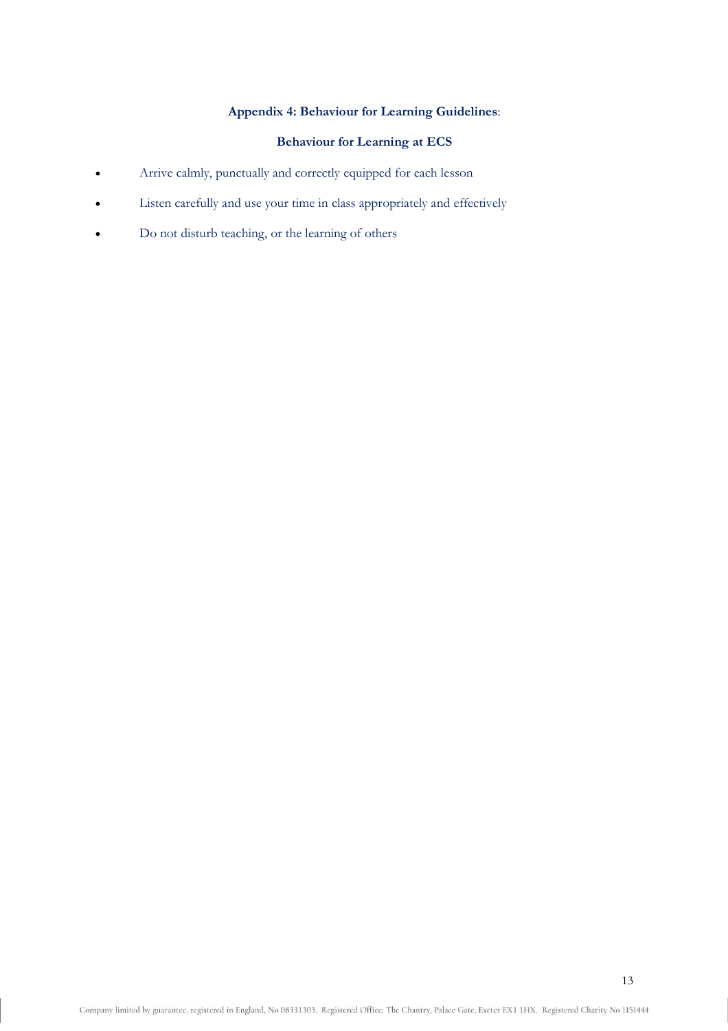## Appendix 4: Behaviour for Learning Guidelines:

### Behaviour for Learning at ECS

- Arrive calmly, punctually and correctly equipped for each lesson
- Listen carefully and use your time in class appropriately and effectively
- Do not disturb teaching, or the learning of others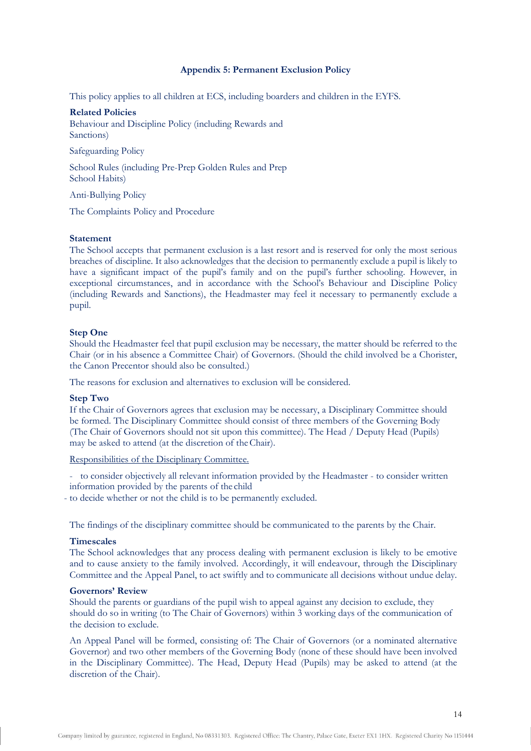### Appendix 5: Permanent Exclusion Policy

This policy applies to all children at ECS, including boarders and children in the EYFS.

**Related Policies**

Behaviour and Discipline Policy (including Rewards and Sanctions)

Safeguarding Policy

School Rules (including Pre-Prep Golden Rules and Prep School Habits)

Anti-Bullying Policy

The Complaints Policy and Procedure

**Statement**

The School accepts that permanent exclusion is a last resort and is reserved for only the most serious breaches of discipline. It also acknowledges that the decision to permanently exclude a pupil is likely to have a significant impact of the pupil's family and on the pupil's further schooling. However, in exceptional circumstances, and in accordance with the School's Behaviour and Discipline Policy (including Rewards and Sanctions), the Headmaster may feel it necessary to permanently exclude a pupil.

**Step One**

Should the Headmaster feel that pupil exclusion may be necessary, the matter should be referred to the Chair (or in his absence a Committee Chair) of Governors. (Should the child involved be a Chorister, the Canon Precentor should also be consulted.)

The reasons for exclusion and alternatives to exclusion will be considered.

**Step Two**

If the Chair of Governors agrees that exclusion may be necessary, a Disciplinary Committee should be formed. The Disciplinary Committee should consist of three members of the Governing Body (The Chair of Governors should not sit upon this committee). The Head / Deputy Head (Pupils) may be asked to attend (at the discretion of the Chair).

<u>Responsibilities of the Disciplinary Committee.</u>

- to consider objectively all relevant information provided by the Headmaster - to consider written information provided by the parents of the child
- to decide whether or not the child is to be permanently excluded.

The findings of the disciplinary committee should be communicated to the parents by the Chair.

**Timescales**

The School acknowledges that any process dealing with permanent exclusion is likely to be emotive and to cause anxiety to the family involved. Accordingly, it will endeavour, through the Disciplinary Committee and the Appeal Panel, to act swiftly and to communicate all decisions without undue delay.

**Governors' Review**

Should the parents or guardians of the pupil wish to appeal against any decision to exclude, they should do so in writing (to The Chair of Governors) within 3 working days of the communication of the decision to exclude.

An Appeal Panel will be formed, consisting of: The Chair of Governors (or a nominated alternative Governor) and two other members of the Governing Body (none of these should have been involved in the Disciplinary Committee). The Head, Deputy Head (Pupils) may be asked to attend (at the discretion of the Chair).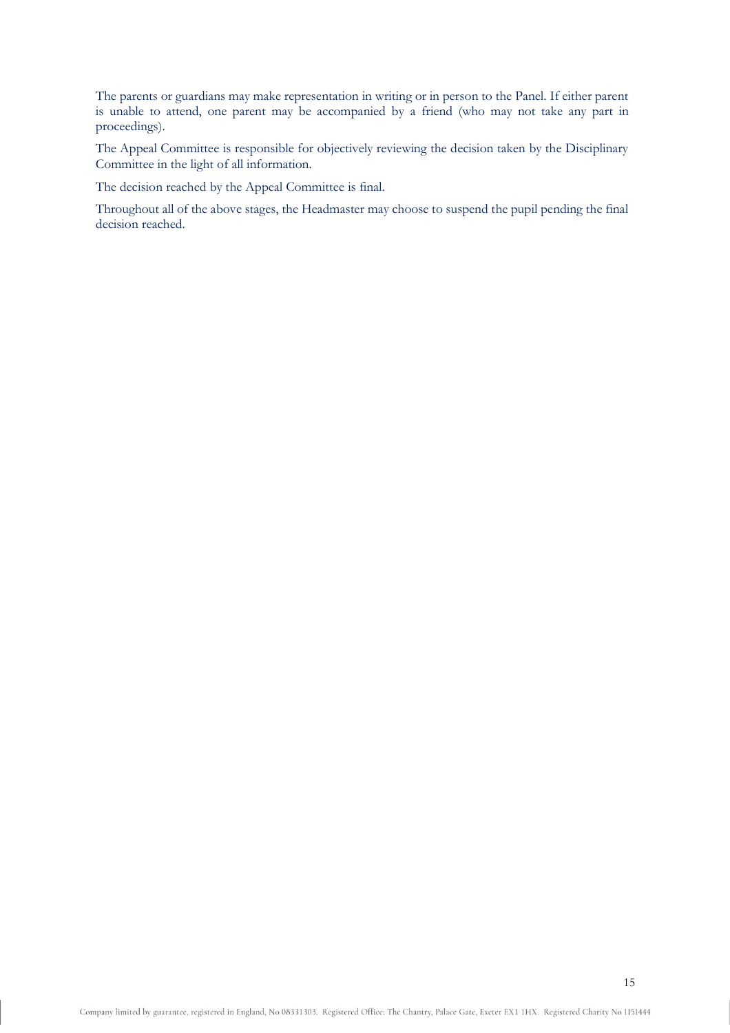The parents or guardians may make representation in writing or in person to the Panel. If either parent is unable to attend, one parent may be accompanied by a friend (who may not take any part in proceedings).

The Appeal Committee is responsible for objectively reviewing the decision taken by the Disciplinary Committee in the light of all information.

The decision reached by the Appeal Committee is final.

Throughout all of the above stages, the Headmaster may choose to suspend the pupil pending the final decision reached.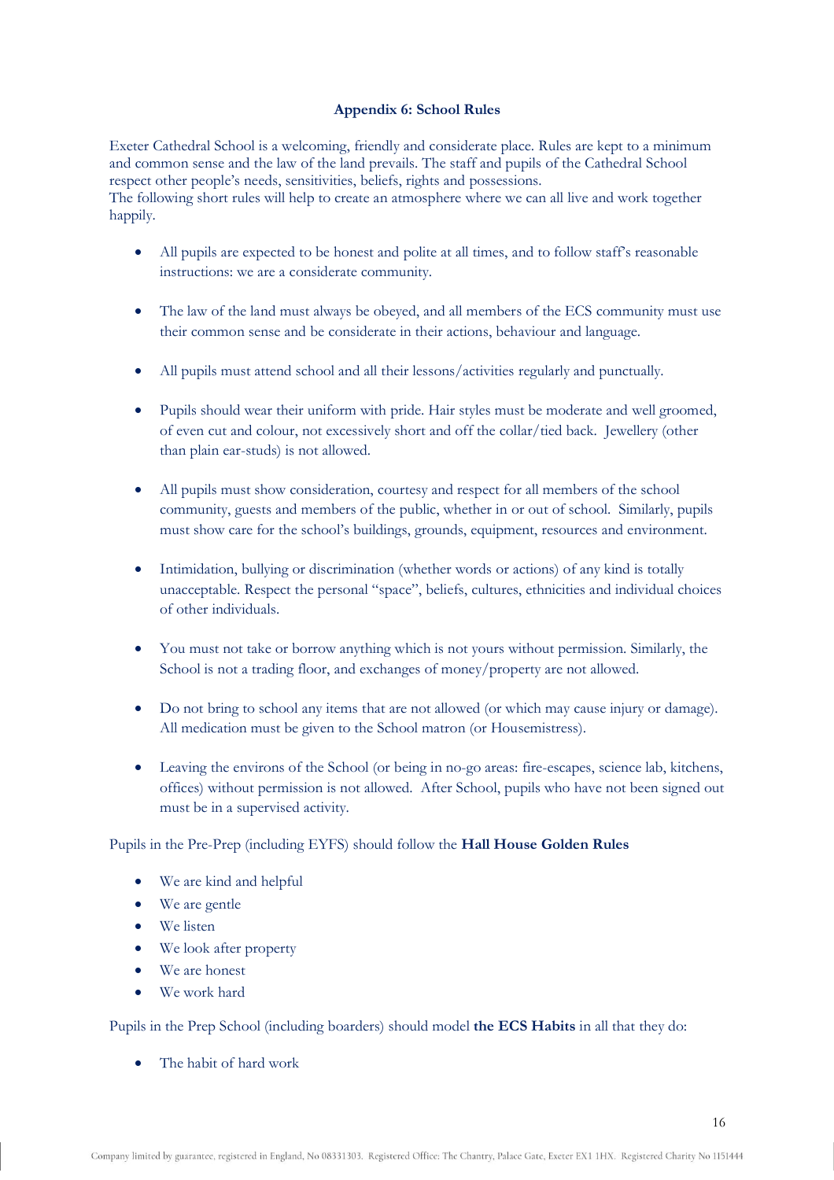### Appendix 6: School Rules

Exeter Cathedral School is a welcoming, friendly and considerate place. Rules are kept to a minimum and common sense and the law of the land prevails. The staff and pupils of the Cathedral School respect other people's needs, sensitivities, beliefs, rights and possessions.
The following short rules will help to create an atmosphere where we can all live and work together happily.

- All pupils are expected to be honest and polite at all times, and to follow staff's reasonable instructions: we are a considerate community.
- The law of the land must always be obeyed, and all members of the ECS community must use their common sense and be considerate in their actions, behaviour and language.
- All pupils must attend school and all their lessons/activities regularly and punctually.
- Pupils should wear their uniform with pride. Hair styles must be moderate and well groomed, of even cut and colour, not excessively short and off the collar/tied back. Jewellery (other than plain ear-studs) is not allowed.
- All pupils must show consideration, courtesy and respect for all members of the school community, guests and members of the public, whether in or out of school. Similarly, pupils must show care for the school's buildings, grounds, equipment, resources and environment.
- Intimidation, bullying or discrimination (whether words or actions) of any kind is totally unacceptable. Respect the personal "space", beliefs, cultures, ethnicities and individual choices of other individuals.
- You must not take or borrow anything which is not yours without permission. Similarly, the School is not a trading floor, and exchanges of money/property are not allowed.
- Do not bring to school any items that are not allowed (or which may cause injury or damage). All medication must be given to the School matron (or Housemistress).
- Leaving the environs of the School (or being in no-go areas: fire-escapes, science lab, kitchens, offices) without permission is not allowed. After School, pupils who have not been signed out must be in a supervised activity.

Pupils in the Pre-Prep (including EYFS) should follow the **Hall House Golden Rules**

- We are kind and helpful
- We are gentle
- We listen
- We look after property
- We are honest
- We work hard

Pupils in the Prep School (including boarders) should model **the ECS Habits** in all that they do:

- The habit of hard work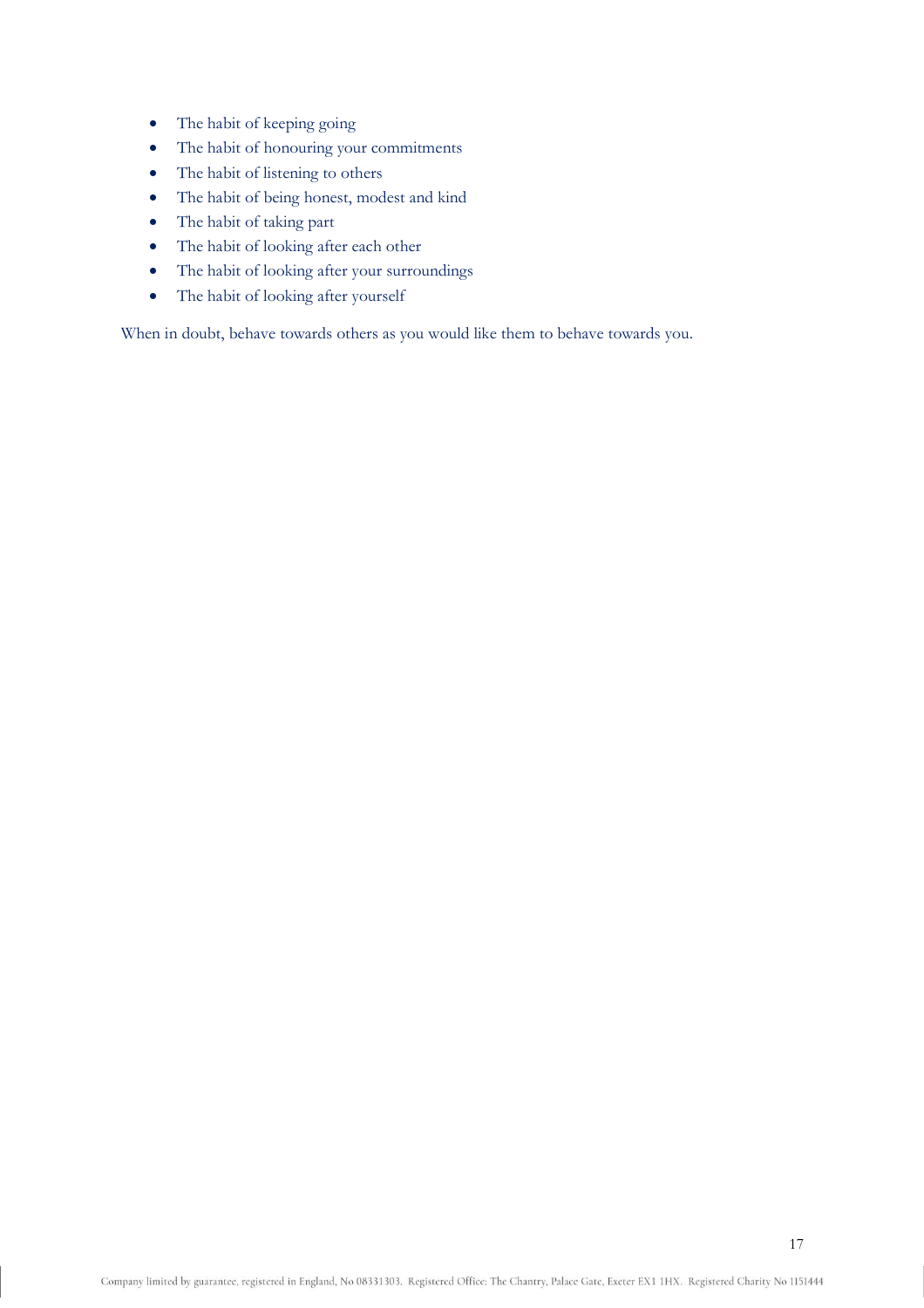- The habit of keeping going
- The habit of honouring your commitments
- The habit of listening to others
- The habit of being honest, modest and kind
- The habit of taking part
- The habit of looking after each other
- The habit of looking after your surroundings
- The habit of looking after yourself

When in doubt, behave towards others as you would like them to behave towards you.